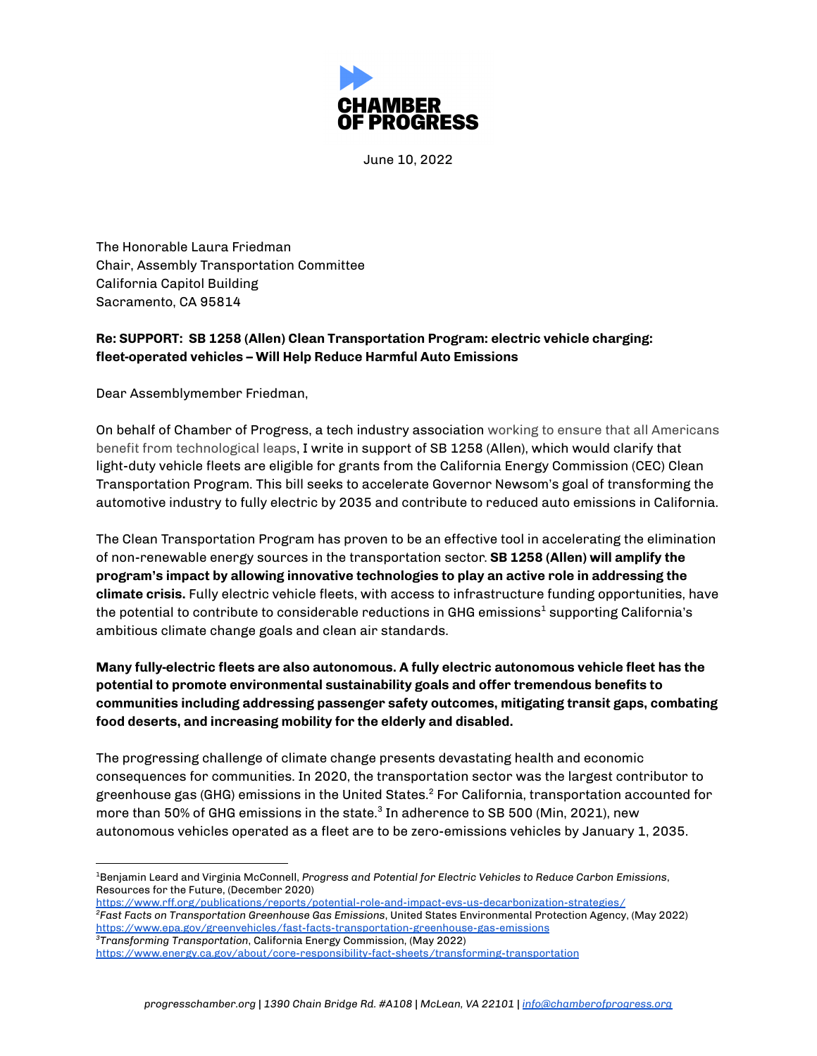# CHAMBER OF PROGRESS

June 10, 2022

The Honorable Laura Friedman
Chair, Assembly Transportation Committee
California Capitol Building
Sacramento, CA 95814

**Re: SUPPORT: SB 1258 (Allen) Clean Transportation Program: electric vehicle charging: fleet-operated vehicles – Will Help Reduce Harmful Auto Emissions**

Dear Assemblymember Friedman,

On behalf of Chamber of Progress, a tech industry association working to ensure that all Americans benefit from technological leaps, I write in support of SB 1258 (Allen), which would clarify that light-duty vehicle fleets are eligible for grants from the California Energy Commission (CEC) Clean Transportation Program. This bill seeks to accelerate Governor Newsom's goal of transforming the automotive industry to fully electric by 2035 and contribute to reduced auto emissions in California.

The Clean Transportation Program has proven to be an effective tool in accelerating the elimination of non-renewable energy sources in the transportation sector. **SB 1258 (Allen) will amplify the program's impact by allowing innovative technologies to play an active role in addressing the climate crisis.** Fully electric vehicle fleets, with access to infrastructure funding opportunities, have the potential to contribute to considerable reductions in GHG emissions[1] supporting California's ambitious climate change goals and clean air standards.

**Many fully-electric fleets are also autonomous. A fully electric autonomous vehicle fleet has the potential to promote environmental sustainability goals and offer tremendous benefits to communities including addressing passenger safety outcomes, mitigating transit gaps, combating food deserts, and increasing mobility for the elderly and disabled.**

The progressing challenge of climate change presents devastating health and economic consequences for communities. In 2020, the transportation sector was the largest contributor to greenhouse gas (GHG) emissions in the United States.[2] For California, transportation accounted for more than 50% of GHG emissions in the state.[3] In adherence to SB 500 (Min, 2021), new autonomous vehicles operated as a fleet are to be zero-emissions vehicles by January 1, 2035.

---

[1] Benjamin Leard and Virginia McConnell, *Progress and Potential for Electric Vehicles to Reduce Carbon Emissions*, Resources for the Future, (December 2020) https://www.rff.org/publications/reports/potential-role-and-impact-evs-us-decarbonization-strategies/

[2] *Fast Facts on Transportation Greenhouse Gas Emissions*, United States Environmental Protection Agency, (May 2022) https://www.epa.gov/greenvehicles/fast-facts-transportation-greenhouse-gas-emissions

[3] *Transforming Transportation*, California Energy Commission, (May 2022) https://www.energy.ca.gov/about/core-responsibility-fact-sheets/transforming-transportation

*progresschamber.org | 1390 Chain Bridge Rd. #A108 | McLean, VA 22101 | info@chamberofprogress.org*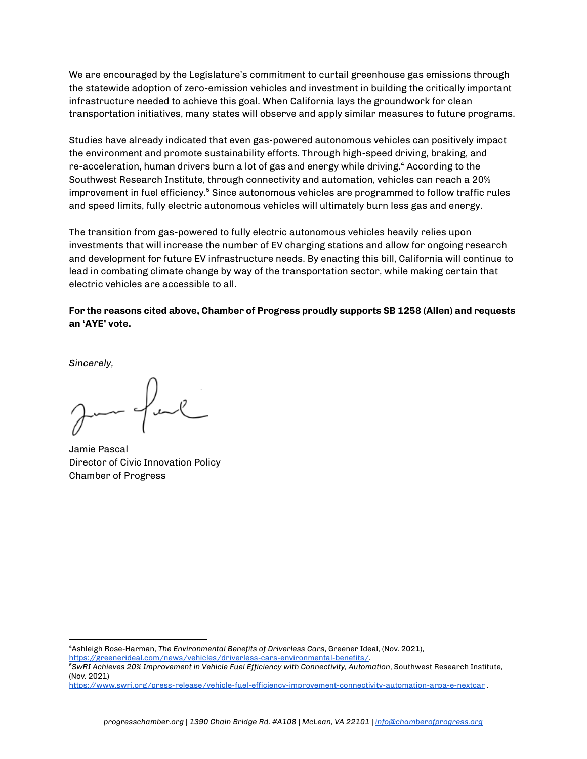We are encouraged by the Legislature's commitment to curtail greenhouse gas emissions through the statewide adoption of zero-emission vehicles and investment in building the critically important infrastructure needed to achieve this goal. When California lays the groundwork for clean transportation initiatives, many states will observe and apply similar measures to future programs.

Studies have already indicated that even gas-powered autonomous vehicles can positively impact the environment and promote sustainability efforts. Through high-speed driving, braking, and re-acceleration, human drivers burn a lot of gas and energy while driving.[4] According to the Southwest Research Institute, through connectivity and automation, vehicles can reach a 20% improvement in fuel efficiency.[5] Since autonomous vehicles are programmed to follow traffic rules and speed limits, fully electric autonomous vehicles will ultimately burn less gas and energy.

The transition from gas-powered to fully electric autonomous vehicles heavily relies upon investments that will increase the number of EV charging stations and allow for ongoing research and development for future EV infrastructure needs. By enacting this bill, California will continue to lead in combating climate change by way of the transportation sector, while making certain that electric vehicles are accessible to all.

**For the reasons cited above, Chamber of Progress proudly supports SB 1258 (Allen) and requests an 'AYE' vote.**

*Sincerely,*

Jamie Pascal
Director of Civic Innovation Policy
Chamber of Progress

---

[4] Ashleigh Rose-Harman, *The Environmental Benefits of Driverless Cars*, Greener Ideal, (Nov. 2021), https://greenerideal.com/news/vehicles/driverless-cars-environmental-benefits/.

[5] *SwRI Achieves 20% Improvement in Vehicle Fuel Efficiency with Connectivity, Automation*, Southwest Research Institute, (Nov. 2021) https://www.swri.org/press-release/vehicle-fuel-efficiency-improvement-connectivity-automation-arpa-e-nextcar .